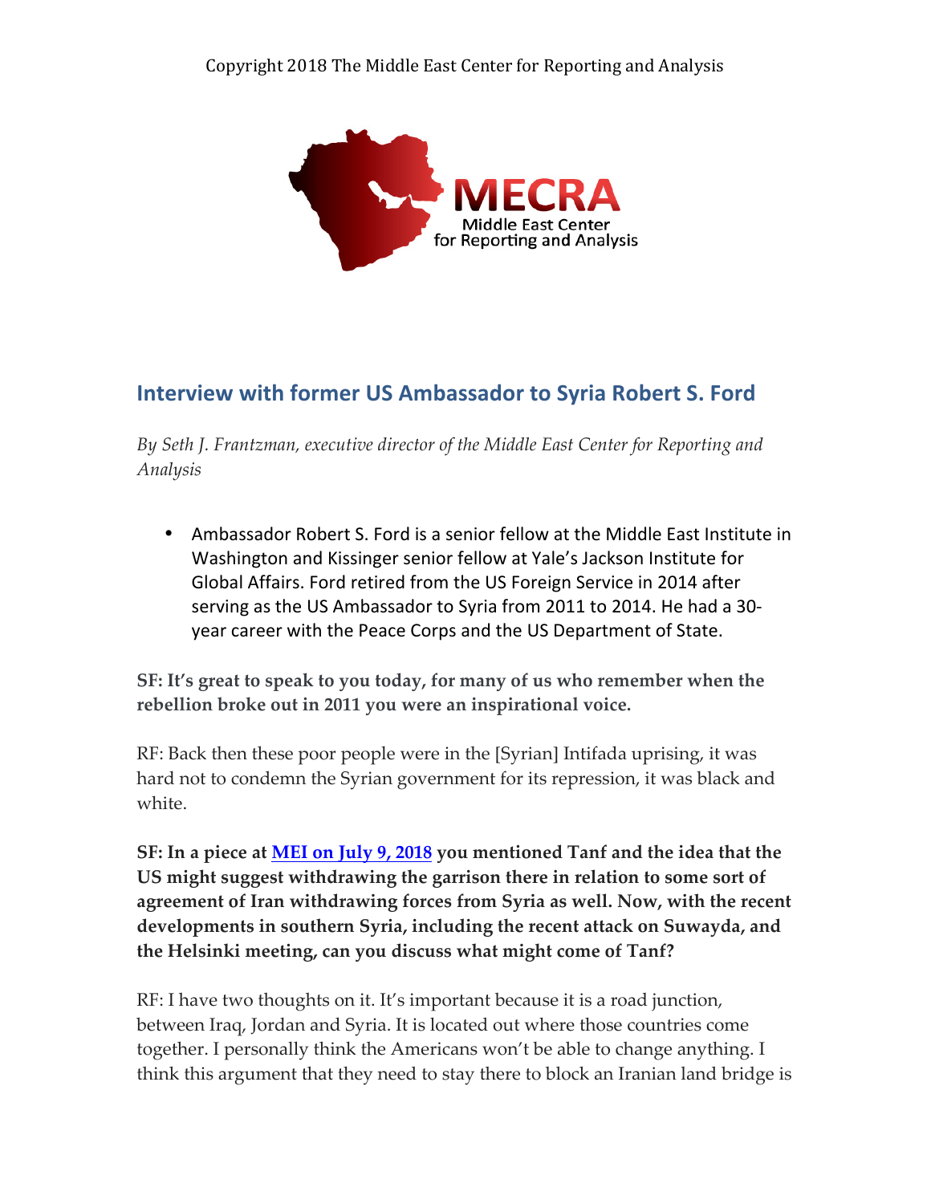Copyright 2018 The Middle East Center for Reporting and Analysis

MECRA
Middle East Center for Reporting and Analysis

## Interview with former US Ambassador to Syria Robert S. Ford

*By Seth J. Frantzman, executive director of the Middle East Center for Reporting and Analysis*

- Ambassador Robert S. Ford is a senior fellow at the Middle East Institute in Washington and Kissinger senior fellow at Yale's Jackson Institute for Global Affairs. Ford retired from the US Foreign Service in 2014 after serving as the US Ambassador to Syria from 2011 to 2014. He had a 30-year career with the Peace Corps and the US Department of State.

**SF: It's great to speak to you today, for many of us who remember when the rebellion broke out in 2011 you were an inspirational voice.**

RF: Back then these poor people were in the [Syrian] Intifada uprising, it was hard not to condemn the Syrian government for its repression, it was black and white.

**SF: In a piece at MEI on July 9, 2018 you mentioned Tanf and the idea that the US might suggest withdrawing the garrison there in relation to some sort of agreement of Iran withdrawing forces from Syria as well. Now, with the recent developments in southern Syria, including the recent attack on Suwayda, and the Helsinki meeting, can you discuss what might come of Tanf?**

RF: I have two thoughts on it. It's important because it is a road junction, between Iraq, Jordan and Syria. It is located out where those countries come together. I personally think the Americans won't be able to change anything. I think this argument that they need to stay there to block an Iranian land bridge is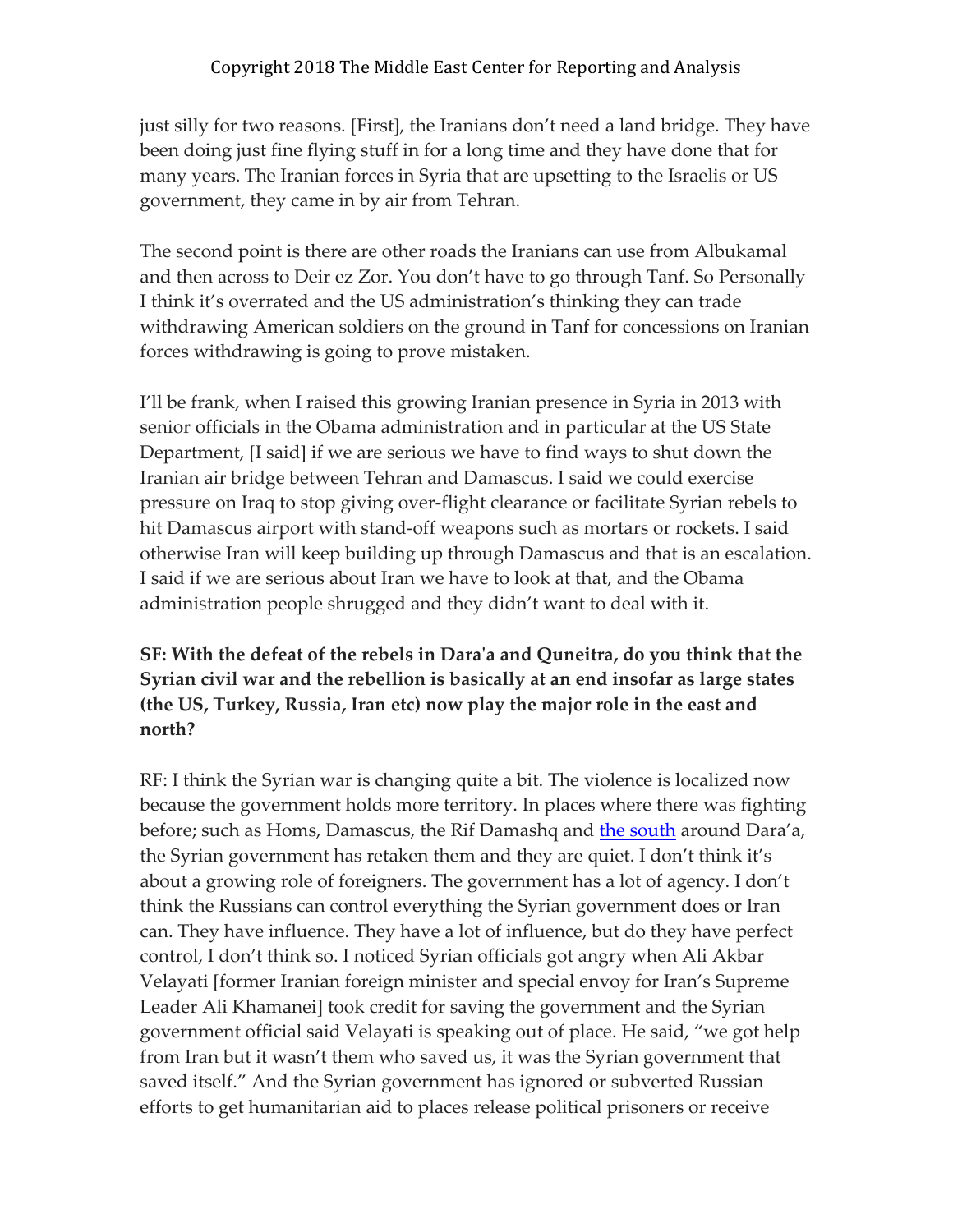just silly for two reasons. [First], the Iranians don't need a land bridge. They have been doing just fine flying stuff in for a long time and they have done that for many years. The Iranian forces in Syria that are upsetting to the Israelis or US government, they came in by air from Tehran.

The second point is there are other roads the Iranians can use from Albukamal and then across to Deir ez Zor. You don't have to go through Tanf. So Personally I think it's overrated and the US administration's thinking they can trade withdrawing American soldiers on the ground in Tanf for concessions on Iranian forces withdrawing is going to prove mistaken.

I'll be frank, when I raised this growing Iranian presence in Syria in 2013 with senior officials in the Obama administration and in particular at the US State Department, [I said] if we are serious we have to find ways to shut down the Iranian air bridge between Tehran and Damascus. I said we could exercise pressure on Iraq to stop giving over-flight clearance or facilitate Syrian rebels to hit Damascus airport with stand-off weapons such as mortars or rockets. I said otherwise Iran will keep building up through Damascus and that is an escalation. I said if we are serious about Iran we have to look at that, and the Obama administration people shrugged and they didn't want to deal with it.

**SF: With the defeat of the rebels in Dara'a and Quneitra, do you think that the Syrian civil war and the rebellion is basically at an end insofar as large states (the US, Turkey, Russia, Iran etc) now play the major role in the east and north?**

RF: I think the Syrian war is changing quite a bit. The violence is localized now because the government holds more territory. In places where there was fighting before; such as Homs, Damascus, the Rif Damashq and the south around Dara'a, the Syrian government has retaken them and they are quiet. I don't think it's about a growing role of foreigners. The government has a lot of agency. I don't think the Russians can control everything the Syrian government does or Iran can. They have influence. They have a lot of influence, but do they have perfect control, I don't think so. I noticed Syrian officials got angry when Ali Akbar Velayati [former Iranian foreign minister and special envoy for Iran's Supreme Leader Ali Khamanei] took credit for saving the government and the Syrian government official said Velayati is speaking out of place. He said, "we got help from Iran but it wasn't them who saved us, it was the Syrian government that saved itself." And the Syrian government has ignored or subverted Russian efforts to get humanitarian aid to places release political prisoners or receive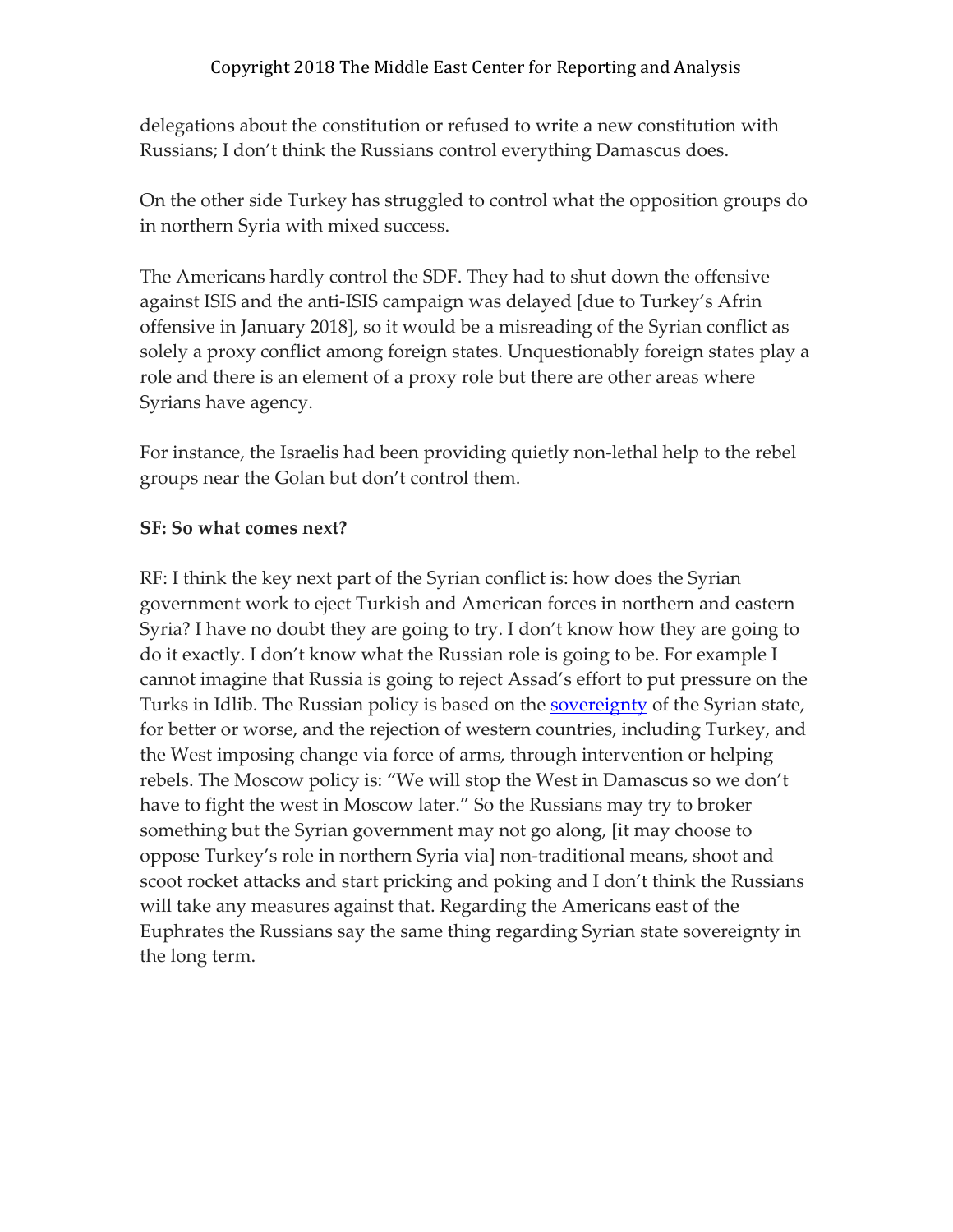delegations about the constitution or refused to write a new constitution with Russians; I don't think the Russians control everything Damascus does.

On the other side Turkey has struggled to control what the opposition groups do in northern Syria with mixed success.

The Americans hardly control the SDF. They had to shut down the offensive against ISIS and the anti-ISIS campaign was delayed [due to Turkey's Afrin offensive in January 2018], so it would be a misreading of the Syrian conflict as solely a proxy conflict among foreign states. Unquestionably foreign states play a role and there is an element of a proxy role but there are other areas where Syrians have agency.

For instance, the Israelis had been providing quietly non-lethal help to the rebel groups near the Golan but don't control them.

**SF: So what comes next?**

RF: I think the key next part of the Syrian conflict is: how does the Syrian government work to eject Turkish and American forces in northern and eastern Syria? I have no doubt they are going to try. I don't know how they are going to do it exactly. I don't know what the Russian role is going to be. For example I cannot imagine that Russia is going to reject Assad's effort to put pressure on the Turks in Idlib. The Russian policy is based on the sovereignty of the Syrian state, for better or worse, and the rejection of western countries, including Turkey, and the West imposing change via force of arms, through intervention or helping rebels. The Moscow policy is: "We will stop the West in Damascus so we don't have to fight the west in Moscow later." So the Russians may try to broker something but the Syrian government may not go along, [it may choose to oppose Turkey's role in northern Syria via] non-traditional means, shoot and scoot rocket attacks and start pricking and poking and I don't think the Russians will take any measures against that. Regarding the Americans east of the Euphrates the Russians say the same thing regarding Syrian state sovereignty in the long term.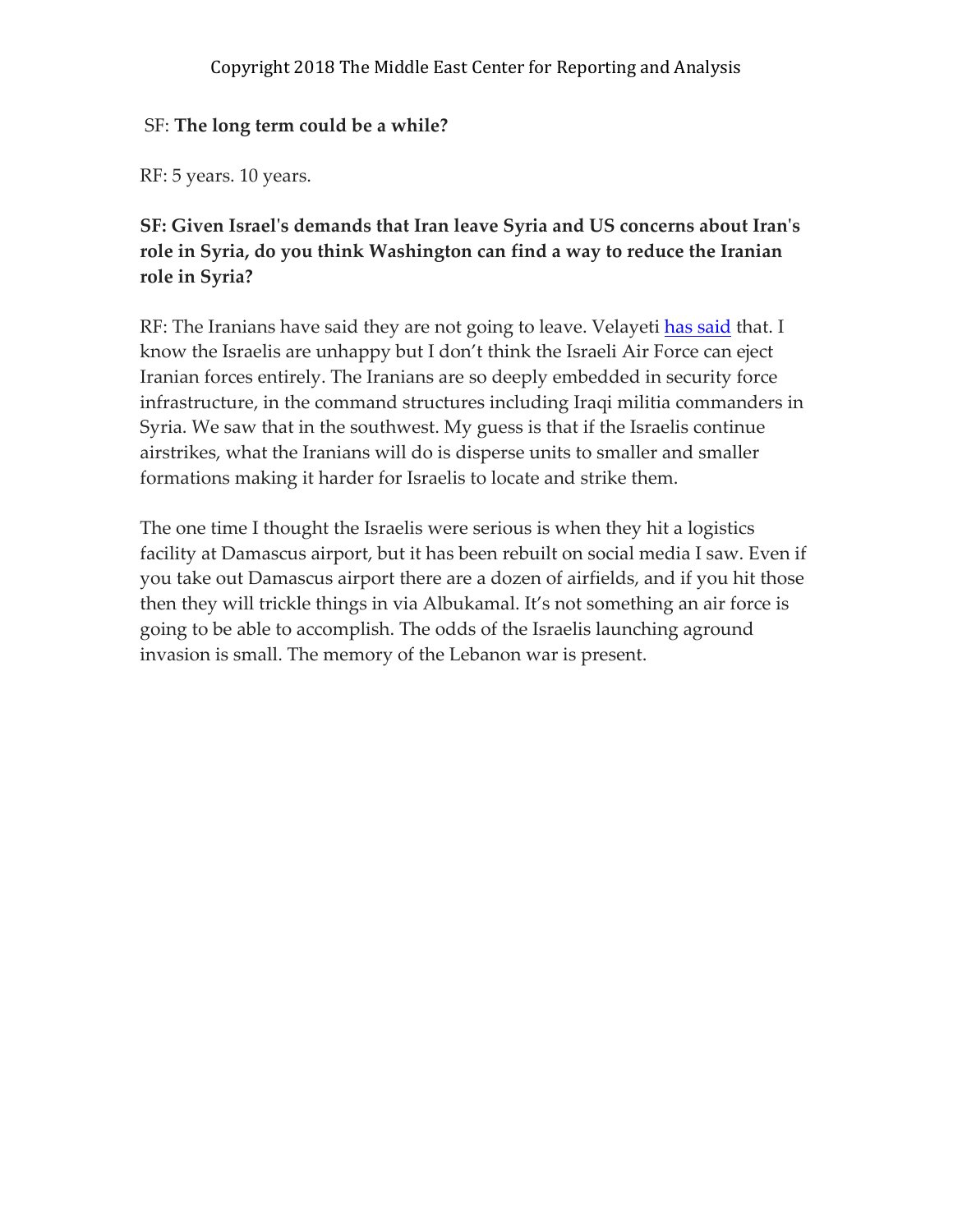SF: **The long term could be a while?**

RF: 5 years. 10 years.

**SF: Given Israel's demands that Iran leave Syria and US concerns about Iran's role in Syria, do you think Washington can find a way to reduce the Iranian role in Syria?**

RF: The Iranians have said they are not going to leave. Velayeti has said that. I know the Israelis are unhappy but I don't think the Israeli Air Force can eject Iranian forces entirely. The Iranians are so deeply embedded in security force infrastructure, in the command structures including Iraqi militia commanders in Syria. We saw that in the southwest. My guess is that if the Israelis continue airstrikes, what the Iranians will do is disperse units to smaller and smaller formations making it harder for Israelis to locate and strike them.

The one time I thought the Israelis were serious is when they hit a logistics facility at Damascus airport, but it has been rebuilt on social media I saw. Even if you take out Damascus airport there are a dozen of airfields, and if you hit those then they will trickle things in via Albukamal. It's not something an air force is going to be able to accomplish. The odds of the Israelis launching aground invasion is small. The memory of the Lebanon war is present.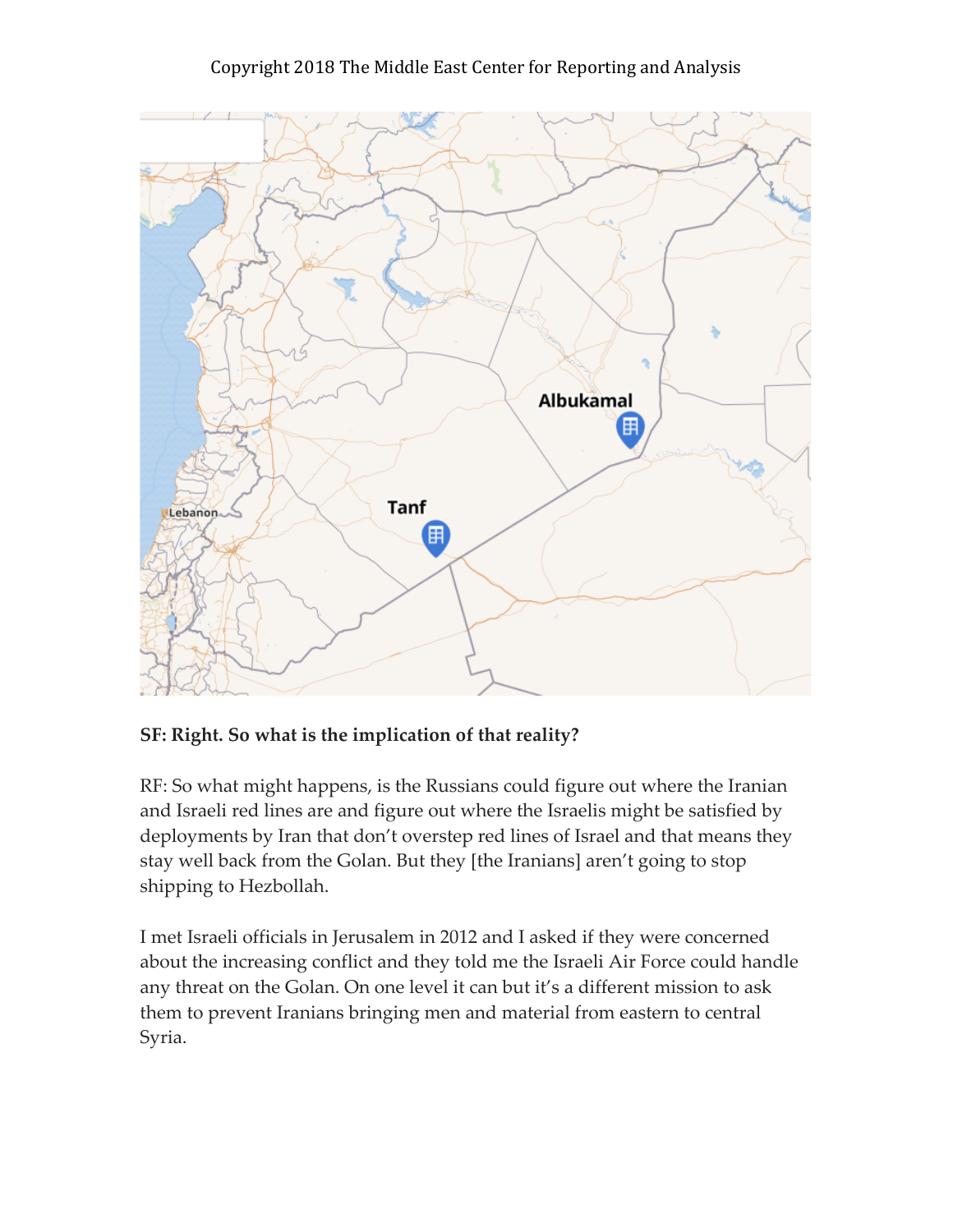**SF: Right. So what is the implication of that reality?**

RF: So what might happens, is the Russians could figure out where the Iranian and Israeli red lines are and figure out where the Israelis might be satisfied by deployments by Iran that don't overstep red lines of Israel and that means they stay well back from the Golan. But they [the Iranians] aren't going to stop shipping to Hezbollah.

I met Israeli officials in Jerusalem in 2012 and I asked if they were concerned about the increasing conflict and they told me the Israeli Air Force could handle any threat on the Golan. On one level it can but it's a different mission to ask them to prevent Iranians bringing men and material from eastern to central Syria.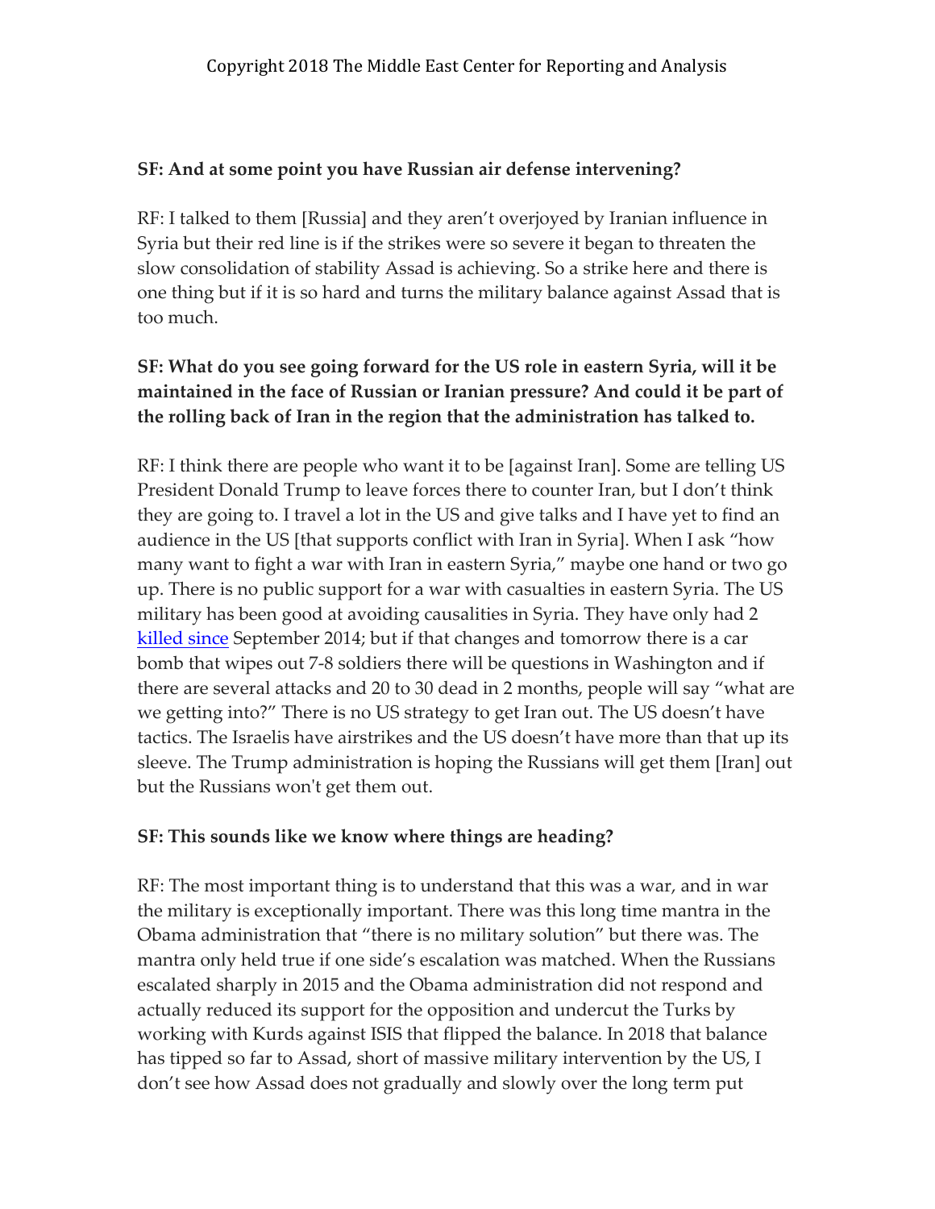**SF: And at some point you have Russian air defense intervening?**

RF: I talked to them [Russia] and they aren't overjoyed by Iranian influence in Syria but their red line is if the strikes were so severe it began to threaten the slow consolidation of stability Assad is achieving. So a strike here and there is one thing but if it is so hard and turns the military balance against Assad that is too much.

**SF: What do you see going forward for the US role in eastern Syria, will it be maintained in the face of Russian or Iranian pressure? And could it be part of the rolling back of Iran in the region that the administration has talked to.**

RF: I think there are people who want it to be [against Iran]. Some are telling US President Donald Trump to leave forces there to counter Iran, but I don't think they are going to. I travel a lot in the US and give talks and I have yet to find an audience in the US [that supports conflict with Iran in Syria]. When I ask "how many want to fight a war with Iran in eastern Syria," maybe one hand or two go up. There is no public support for a war with casualties in eastern Syria. The US military has been good at avoiding causalities in Syria. They have only had 2 killed since September 2014; but if that changes and tomorrow there is a car bomb that wipes out 7-8 soldiers there will be questions in Washington and if there are several attacks and 20 to 30 dead in 2 months, people will say "what are we getting into?" There is no US strategy to get Iran out. The US doesn't have tactics. The Israelis have airstrikes and the US doesn't have more than that up its sleeve. The Trump administration is hoping the Russians will get them [Iran] out but the Russians won't get them out.

**SF: This sounds like we know where things are heading?**

RF: The most important thing is to understand that this was a war, and in war the military is exceptionally important. There was this long time mantra in the Obama administration that "there is no military solution" but there was. The mantra only held true if one side's escalation was matched. When the Russians escalated sharply in 2015 and the Obama administration did not respond and actually reduced its support for the opposition and undercut the Turks by working with Kurds against ISIS that flipped the balance. In 2018 that balance has tipped so far to Assad, short of massive military intervention by the US, I don't see how Assad does not gradually and slowly over the long term put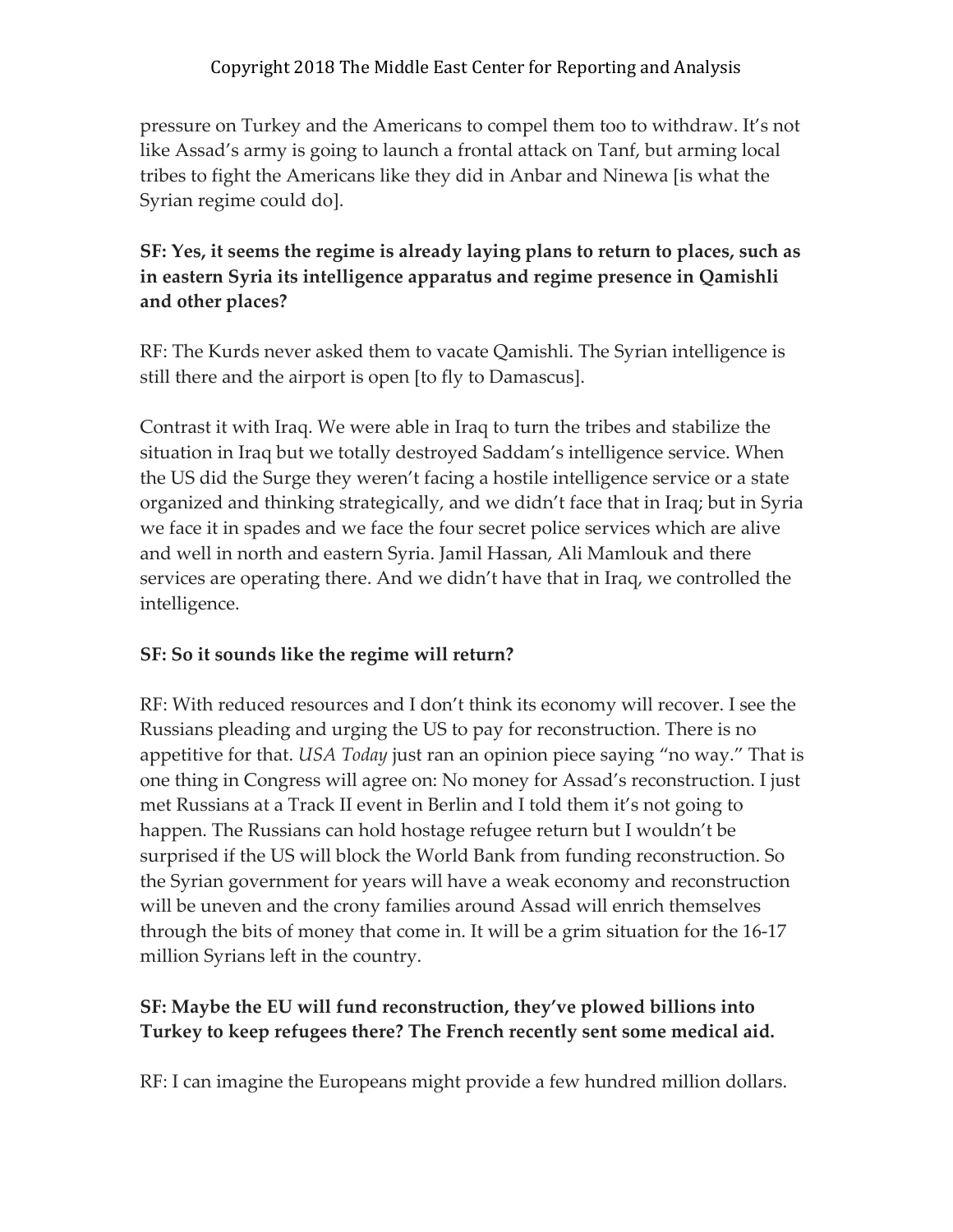pressure on Turkey and the Americans to compel them too to withdraw. It's not like Assad's army is going to launch a frontal attack on Tanf, but arming local tribes to fight the Americans like they did in Anbar and Ninewa [is what the Syrian regime could do].

**SF: Yes, it seems the regime is already laying plans to return to places, such as in eastern Syria its intelligence apparatus and regime presence in Qamishli and other places?**

RF: The Kurds never asked them to vacate Qamishli. The Syrian intelligence is still there and the airport is open [to fly to Damascus].

Contrast it with Iraq. We were able in Iraq to turn the tribes and stabilize the situation in Iraq but we totally destroyed Saddam's intelligence service. When the US did the Surge they weren't facing a hostile intelligence service or a state organized and thinking strategically, and we didn't face that in Iraq; but in Syria we face it in spades and we face the four secret police services which are alive and well in north and eastern Syria. Jamil Hassan, Ali Mamlouk and there services are operating there. And we didn't have that in Iraq, we controlled the intelligence.

**SF: So it sounds like the regime will return?**

RF: With reduced resources and I don't think its economy will recover. I see the Russians pleading and urging the US to pay for reconstruction. There is no appetitive for that. *USA Today* just ran an opinion piece saying "no way." That is one thing in Congress will agree on: No money for Assad's reconstruction. I just met Russians at a Track II event in Berlin and I told them it's not going to happen. The Russians can hold hostage refugee return but I wouldn't be surprised if the US will block the World Bank from funding reconstruction. So the Syrian government for years will have a weak economy and reconstruction will be uneven and the crony families around Assad will enrich themselves through the bits of money that come in. It will be a grim situation for the 16-17 million Syrians left in the country.

**SF: Maybe the EU will fund reconstruction, they've plowed billions into Turkey to keep refugees there? The French recently sent some medical aid.**

RF: I can imagine the Europeans might provide a few hundred million dollars.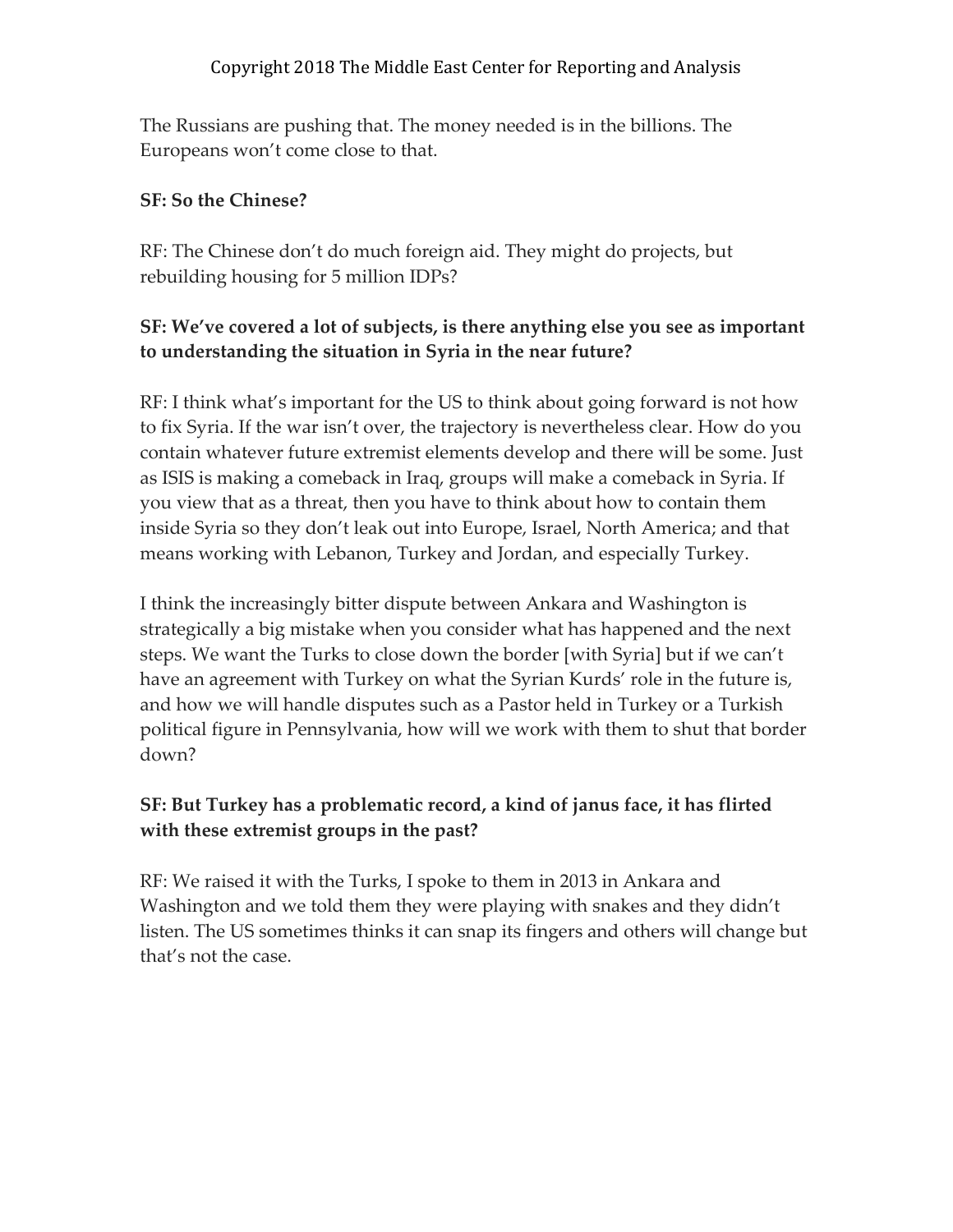The Russians are pushing that. The money needed is in the billions. The Europeans won't come close to that.

**SF: So the Chinese?**

RF: The Chinese don't do much foreign aid. They might do projects, but rebuilding housing for 5 million IDPs?

**SF: We've covered a lot of subjects, is there anything else you see as important to understanding the situation in Syria in the near future?**

RF: I think what's important for the US to think about going forward is not how to fix Syria. If the war isn't over, the trajectory is nevertheless clear. How do you contain whatever future extremist elements develop and there will be some. Just as ISIS is making a comeback in Iraq, groups will make a comeback in Syria. If you view that as a threat, then you have to think about how to contain them inside Syria so they don't leak out into Europe, Israel, North America; and that means working with Lebanon, Turkey and Jordan, and especially Turkey.

I think the increasingly bitter dispute between Ankara and Washington is strategically a big mistake when you consider what has happened and the next steps. We want the Turks to close down the border [with Syria] but if we can't have an agreement with Turkey on what the Syrian Kurds' role in the future is, and how we will handle disputes such as a Pastor held in Turkey or a Turkish political figure in Pennsylvania, how will we work with them to shut that border down?

**SF: But Turkey has a problematic record, a kind of janus face, it has flirted with these extremist groups in the past?**

RF: We raised it with the Turks, I spoke to them in 2013 in Ankara and Washington and we told them they were playing with snakes and they didn't listen. The US sometimes thinks it can snap its fingers and others will change but that's not the case.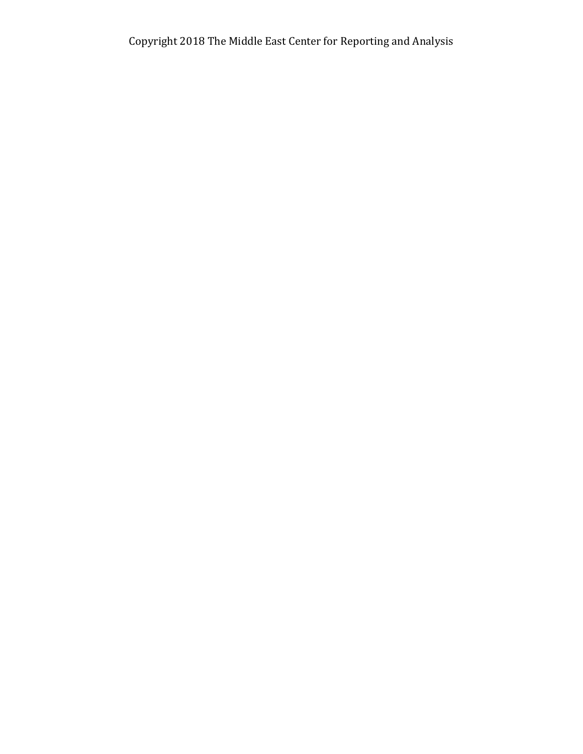Copyright 2018 The Middle East Center for Reporting and Analysis